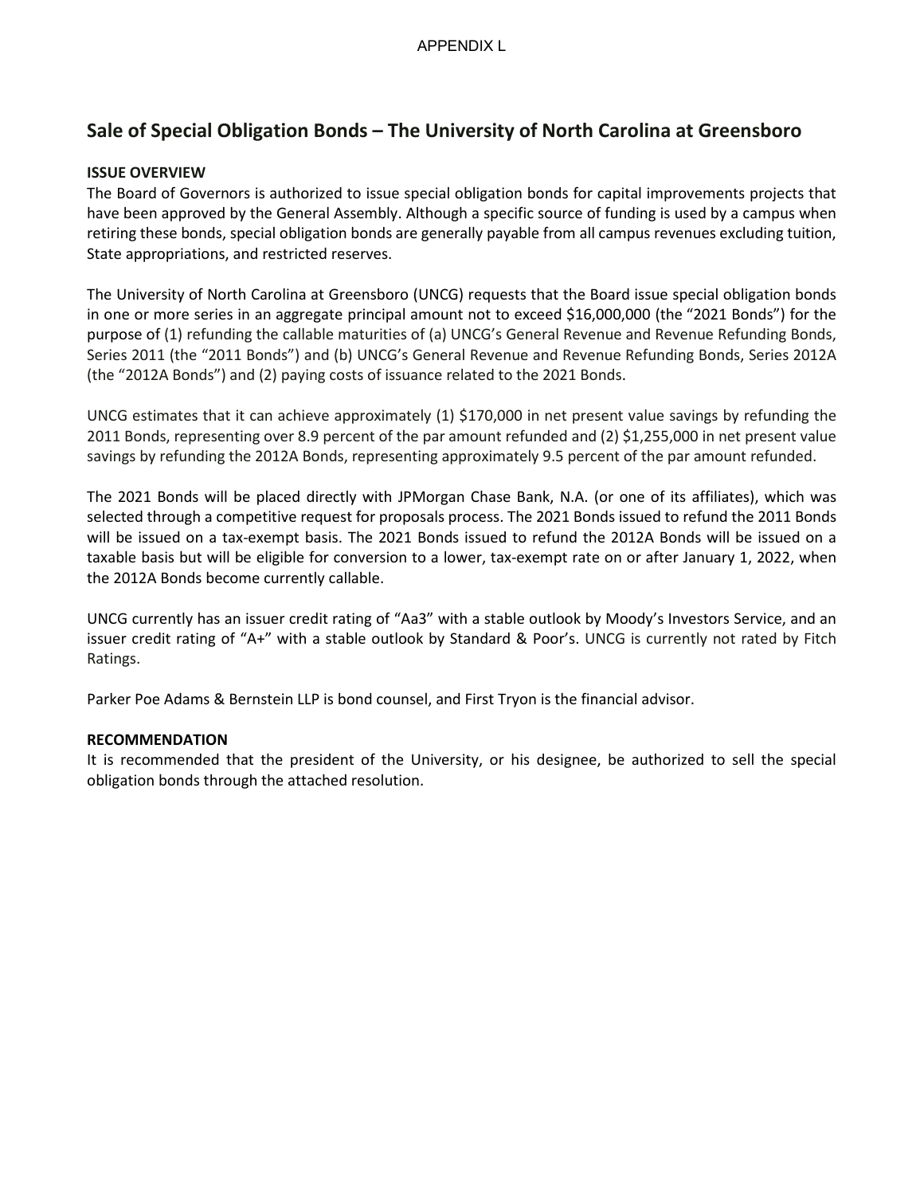APPENDIX L

## Sale of Special Obligation Bonds – The University of North Carolina at Greensboro

**ISSUE OVERVIEW**

The Board of Governors is authorized to issue special obligation bonds for capital improvements projects that have been approved by the General Assembly. Although a specific source of funding is used by a campus when retiring these bonds, special obligation bonds are generally payable from all campus revenues excluding tuition, State appropriations, and restricted reserves.

The University of North Carolina at Greensboro (UNCG) requests that the Board issue special obligation bonds in one or more series in an aggregate principal amount not to exceed $16,000,000 (the "2021 Bonds") for the purpose of (1) refunding the callable maturities of (a) UNCG's General Revenue and Revenue Refunding Bonds, Series 2011 (the "2011 Bonds") and (b) UNCG's General Revenue and Revenue Refunding Bonds, Series 2012A (the "2012A Bonds") and (2) paying costs of issuance related to the 2021 Bonds.

UNCG estimates that it can achieve approximately (1) $170,000 in net present value savings by refunding the 2011 Bonds, representing over 8.9 percent of the par amount refunded and (2) $1,255,000 in net present value savings by refunding the 2012A Bonds, representing approximately 9.5 percent of the par amount refunded.

The 2021 Bonds will be placed directly with JPMorgan Chase Bank, N.A. (or one of its affiliates), which was selected through a competitive request for proposals process. The 2021 Bonds issued to refund the 2011 Bonds will be issued on a tax-exempt basis. The 2021 Bonds issued to refund the 2012A Bonds will be issued on a taxable basis but will be eligible for conversion to a lower, tax-exempt rate on or after January 1, 2022, when the 2012A Bonds become currently callable.

UNCG currently has an issuer credit rating of "Aa3" with a stable outlook by Moody's Investors Service, and an issuer credit rating of "A+" with a stable outlook by Standard & Poor's. UNCG is currently not rated by Fitch Ratings.

Parker Poe Adams & Bernstein LLP is bond counsel, and First Tryon is the financial advisor.

**RECOMMENDATION**

It is recommended that the president of the University, or his designee, be authorized to sell the special obligation bonds through the attached resolution.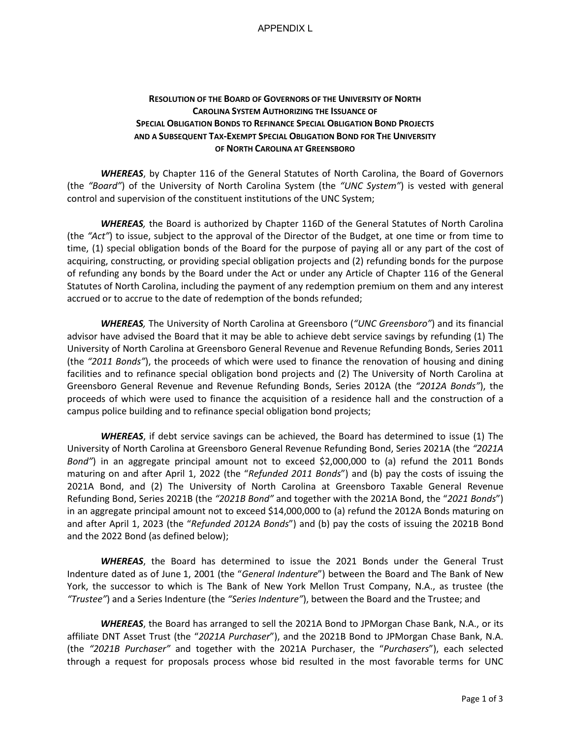APPENDIX L

**RESOLUTION OF THE BOARD OF GOVERNORS OF THE UNIVERSITY OF NORTH CAROLINA SYSTEM AUTHORIZING THE ISSUANCE OF SPECIAL OBLIGATION BONDS TO REFINANCE SPECIAL OBLIGATION BOND PROJECTS AND A SUBSEQUENT TAX-EXEMPT SPECIAL OBLIGATION BOND FOR THE UNIVERSITY OF NORTH CAROLINA AT GREENSBORO**

***WHEREAS***, by Chapter 116 of the General Statutes of North Carolina, the Board of Governors (the *"Board"*) of the University of North Carolina System (the *"UNC System"*) is vested with general control and supervision of the constituent institutions of the UNC System;

***WHEREAS,*** the Board is authorized by Chapter 116D of the General Statutes of North Carolina (the *"Act"*) to issue, subject to the approval of the Director of the Budget, at one time or from time to time, (1) special obligation bonds of the Board for the purpose of paying all or any part of the cost of acquiring, constructing, or providing special obligation projects and (2) refunding bonds for the purpose of refunding any bonds by the Board under the Act or under any Article of Chapter 116 of the General Statutes of North Carolina, including the payment of any redemption premium on them and any interest accrued or to accrue to the date of redemption of the bonds refunded;

***WHEREAS,*** The University of North Carolina at Greensboro (*"UNC Greensboro"*) and its financial advisor have advised the Board that it may be able to achieve debt service savings by refunding (1) The University of North Carolina at Greensboro General Revenue and Revenue Refunding Bonds, Series 2011 (the *"2011 Bonds"*), the proceeds of which were used to finance the renovation of housing and dining facilities and to refinance special obligation bond projects and (2) The University of North Carolina at Greensboro General Revenue and Revenue Refunding Bonds, Series 2012A (the *"2012A Bonds"*), the proceeds of which were used to finance the acquisition of a residence hall and the construction of a campus police building and to refinance special obligation bond projects;

***WHEREAS***, if debt service savings can be achieved, the Board has determined to issue (1) The University of North Carolina at Greensboro General Revenue Refunding Bond, Series 2021A (the *"2021A Bond"*) in an aggregate principal amount not to exceed $2,000,000 to (a) refund the 2011 Bonds maturing on and after April 1, 2022 (the "*Refunded 2011 Bonds*") and (b) pay the costs of issuing the 2021A Bond, and (2) The University of North Carolina at Greensboro Taxable General Revenue Refunding Bond, Series 2021B (the *"2021B Bond"* and together with the 2021A Bond, the "*2021 Bonds*") in an aggregate principal amount not to exceed $14,000,000 to (a) refund the 2012A Bonds maturing on and after April 1, 2023 (the "*Refunded 2012A Bonds*") and (b) pay the costs of issuing the 2021B Bond and the 2022 Bond (as defined below);

***WHEREAS***, the Board has determined to issue the 2021 Bonds under the General Trust Indenture dated as of June 1, 2001 (the "*General Indenture*") between the Board and The Bank of New York, the successor to which is The Bank of New York Mellon Trust Company, N.A., as trustee (the *"Trustee"*) and a Series Indenture (the *"Series Indenture"*), between the Board and the Trustee; and

***WHEREAS***, the Board has arranged to sell the 2021A Bond to JPMorgan Chase Bank, N.A., or its affiliate DNT Asset Trust (the "*2021A Purchaser*"), and the 2021B Bond to JPMorgan Chase Bank, N.A. (the *"2021B Purchaser"* and together with the 2021A Purchaser, the "*Purchasers*"), each selected through a request for proposals process whose bid resulted in the most favorable terms for UNC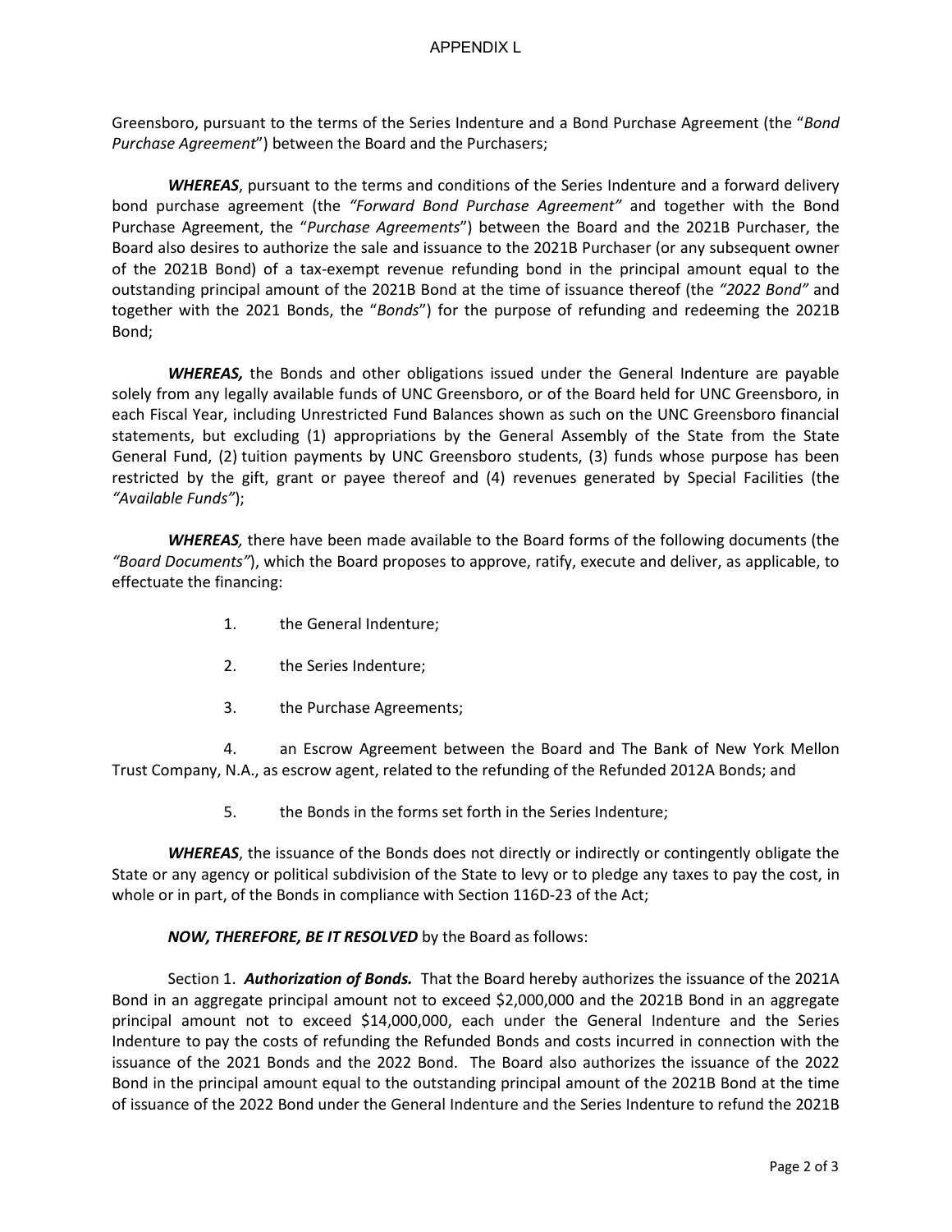Greensboro, pursuant to the terms of the Series Indenture and a Bond Purchase Agreement (the "*Bond Purchase Agreement*") between the Board and the Purchasers;

***WHEREAS***, pursuant to the terms and conditions of the Series Indenture and a forward delivery bond purchase agreement (the *"Forward Bond Purchase Agreement"* and together with the Bond Purchase Agreement, the "*Purchase Agreements*") between the Board and the 2021B Purchaser, the Board also desires to authorize the sale and issuance to the 2021B Purchaser (or any subsequent owner of the 2021B Bond) of a tax-exempt revenue refunding bond in the principal amount equal to the outstanding principal amount of the 2021B Bond at the time of issuance thereof (the *"2022 Bond"* and together with the 2021 Bonds, the "*Bonds*") for the purpose of refunding and redeeming the 2021B Bond;

***WHEREAS,*** the Bonds and other obligations issued under the General Indenture are payable solely from any legally available funds of UNC Greensboro, or of the Board held for UNC Greensboro, in each Fiscal Year, including Unrestricted Fund Balances shown as such on the UNC Greensboro financial statements, but excluding (1) appropriations by the General Assembly of the State from the State General Fund, (2) tuition payments by UNC Greensboro students, (3) funds whose purpose has been restricted by the gift, grant or payee thereof and (4) revenues generated by Special Facilities (the *"Available Funds"*);

***WHEREAS****,* there have been made available to the Board forms of the following documents (the *"Board Documents"*), which the Board proposes to approve, ratify, execute and deliver, as applicable, to effectuate the financing:

1. the General Indenture;
2. the Series Indenture;
3. the Purchase Agreements;
4. an Escrow Agreement between the Board and The Bank of New York Mellon Trust Company, N.A., as escrow agent, related to the refunding of the Refunded 2012A Bonds; and
5. the Bonds in the forms set forth in the Series Indenture;

***WHEREAS***, the issuance of the Bonds does not directly or indirectly or contingently obligate the State or any agency or political subdivision of the State to levy or to pledge any taxes to pay the cost, in whole or in part, of the Bonds in compliance with Section 116D-23 of the Act;

***NOW, THEREFORE, BE IT RESOLVED*** by the Board as follows:

Section 1. ***Authorization of Bonds.*** That the Board hereby authorizes the issuance of the 2021A Bond in an aggregate principal amount not to exceed $2,000,000 and the 2021B Bond in an aggregate principal amount not to exceed $14,000,000, each under the General Indenture and the Series Indenture to pay the costs of refunding the Refunded Bonds and costs incurred in connection with the issuance of the 2021 Bonds and the 2022 Bond. The Board also authorizes the issuance of the 2022 Bond in the principal amount equal to the outstanding principal amount of the 2021B Bond at the time of issuance of the 2022 Bond under the General Indenture and the Series Indenture to refund the 2021B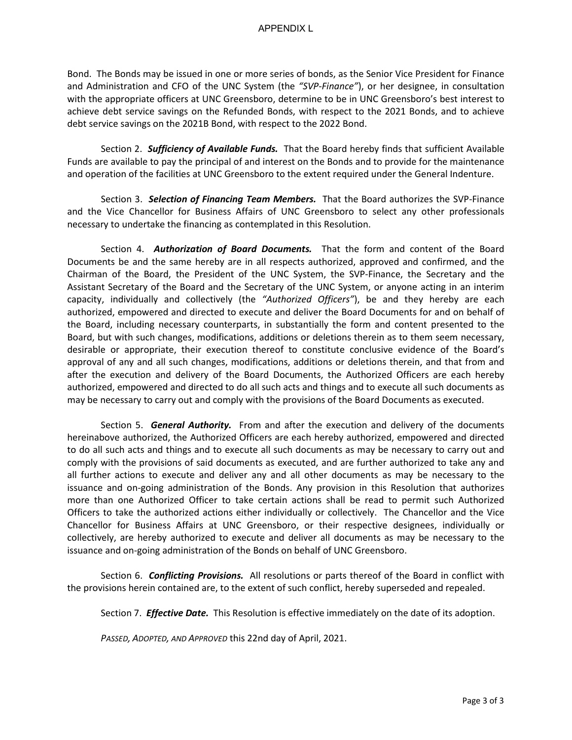Bond. The Bonds may be issued in one or more series of bonds, as the Senior Vice President for Finance and Administration and CFO of the UNC System (the *"SVP-Finance"*), or her designee, in consultation with the appropriate officers at UNC Greensboro, determine to be in UNC Greensboro's best interest to achieve debt service savings on the Refunded Bonds, with respect to the 2021 Bonds, and to achieve debt service savings on the 2021B Bond, with respect to the 2022 Bond.

Section 2. ***Sufficiency of Available Funds.*** That the Board hereby finds that sufficient Available Funds are available to pay the principal of and interest on the Bonds and to provide for the maintenance and operation of the facilities at UNC Greensboro to the extent required under the General Indenture.

Section 3. ***Selection of Financing Team Members.*** That the Board authorizes the SVP-Finance and the Vice Chancellor for Business Affairs of UNC Greensboro to select any other professionals necessary to undertake the financing as contemplated in this Resolution.

Section 4. ***Authorization of Board Documents.*** That the form and content of the Board Documents be and the same hereby are in all respects authorized, approved and confirmed, and the Chairman of the Board, the President of the UNC System, the SVP-Finance, the Secretary and the Assistant Secretary of the Board and the Secretary of the UNC System, or anyone acting in an interim capacity, individually and collectively (the *"Authorized Officers"*), be and they hereby are each authorized, empowered and directed to execute and deliver the Board Documents for and on behalf of the Board, including necessary counterparts, in substantially the form and content presented to the Board, but with such changes, modifications, additions or deletions therein as to them seem necessary, desirable or appropriate, their execution thereof to constitute conclusive evidence of the Board's approval of any and all such changes, modifications, additions or deletions therein, and that from and after the execution and delivery of the Board Documents, the Authorized Officers are each hereby authorized, empowered and directed to do all such acts and things and to execute all such documents as may be necessary to carry out and comply with the provisions of the Board Documents as executed.

Section 5. ***General Authority.*** From and after the execution and delivery of the documents hereinabove authorized, the Authorized Officers are each hereby authorized, empowered and directed to do all such acts and things and to execute all such documents as may be necessary to carry out and comply with the provisions of said documents as executed, and are further authorized to take any and all further actions to execute and deliver any and all other documents as may be necessary to the issuance and on-going administration of the Bonds. Any provision in this Resolution that authorizes more than one Authorized Officer to take certain actions shall be read to permit such Authorized Officers to take the authorized actions either individually or collectively. The Chancellor and the Vice Chancellor for Business Affairs at UNC Greensboro, or their respective designees, individually or collectively, are hereby authorized to execute and deliver all documents as may be necessary to the issuance and on-going administration of the Bonds on behalf of UNC Greensboro.

Section 6. ***Conflicting Provisions.*** All resolutions or parts thereof of the Board in conflict with the provisions herein contained are, to the extent of such conflict, hereby superseded and repealed.

Section 7. ***Effective Date.*** This Resolution is effective immediately on the date of its adoption.

*PASSED, ADOPTED, AND APPROVED* this 22nd day of April, 2021.